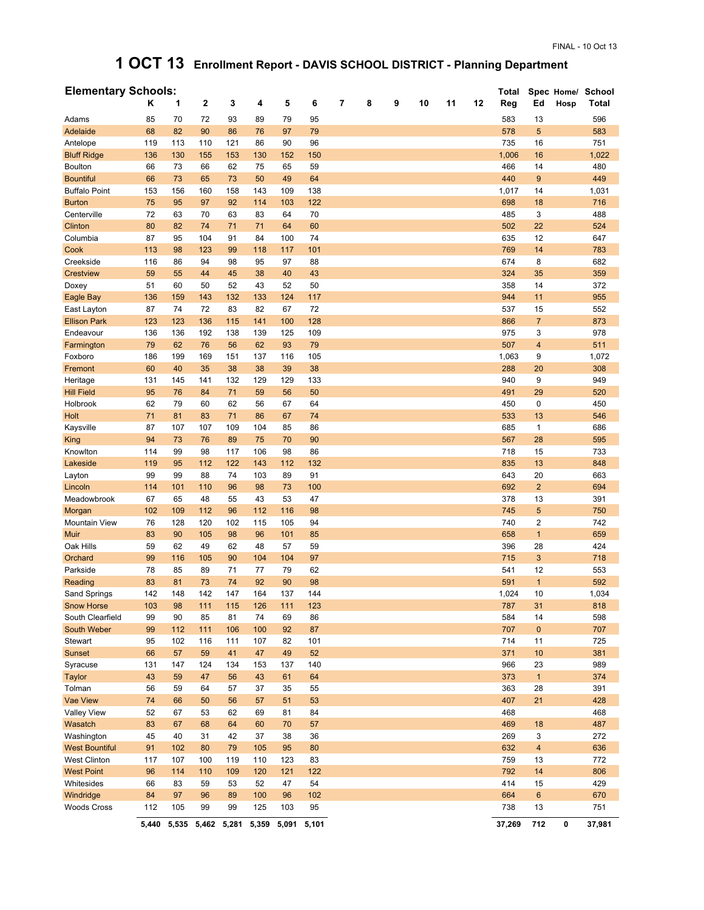FINAL - 10 Oct 13

# 1 OCT 13 Enrollment Report - DAVIS SCHOOL DISTRICT - Planning Department

## Elementary Schools:

| | K | 1 | 2 | 3 | 4 | 5 | 6 | 7 | 8 | 9 | 10 | 11 | 12 | Total Reg | Spec Ed | Home/ Hosp | School Total |
|---|---|---|---|---|---|---|---|---|---|---|---|---|---|---|---|---|---|
| Adams | 85 | 70 | 72 | 93 | 89 | 79 | 95 | | | | | | | 583 | 13 | | 596 |
| Adelaide | 68 | 82 | 90 | 86 | 76 | 97 | 79 | | | | | | | 578 | 5 | | 583 |
| Antelope | 119 | 113 | 110 | 121 | 86 | 90 | 96 | | | | | | | 735 | 16 | | 751 |
| Bluff Ridge | 136 | 130 | 155 | 153 | 130 | 152 | 150 | | | | | | | 1,006 | 16 | | 1,022 |
| Boulton | 66 | 73 | 66 | 62 | 75 | 65 | 59 | | | | | | | 466 | 14 | | 480 |
| Bountiful | 66 | 73 | 65 | 73 | 50 | 49 | 64 | | | | | | | 440 | 9 | | 449 |
| Buffalo Point | 153 | 156 | 160 | 158 | 143 | 109 | 138 | | | | | | | 1,017 | 14 | | 1,031 |
| Burton | 75 | 95 | 97 | 92 | 114 | 103 | 122 | | | | | | | 698 | 18 | | 716 |
| Centerville | 72 | 63 | 70 | 63 | 83 | 64 | 70 | | | | | | | 485 | 3 | | 488 |
| Clinton | 80 | 82 | 74 | 71 | 71 | 64 | 60 | | | | | | | 502 | 22 | | 524 |
| Columbia | 87 | 95 | 104 | 91 | 84 | 100 | 74 | | | | | | | 635 | 12 | | 647 |
| Cook | 113 | 98 | 123 | 99 | 118 | 117 | 101 | | | | | | | 769 | 14 | | 783 |
| Creekside | 116 | 86 | 94 | 98 | 95 | 97 | 88 | | | | | | | 674 | 8 | | 682 |
| Crestview | 59 | 55 | 44 | 45 | 38 | 40 | 43 | | | | | | | 324 | 35 | | 359 |
| Doxey | 51 | 60 | 50 | 52 | 43 | 52 | 50 | | | | | | | 358 | 14 | | 372 |
| Eagle Bay | 136 | 159 | 143 | 132 | 133 | 124 | 117 | | | | | | | 944 | 11 | | 955 |
| East Layton | 87 | 74 | 72 | 83 | 82 | 67 | 72 | | | | | | | 537 | 15 | | 552 |
| Ellison Park | 123 | 123 | 136 | 115 | 141 | 100 | 128 | | | | | | | 866 | 7 | | 873 |
| Endeavour | 136 | 136 | 192 | 138 | 139 | 125 | 109 | | | | | | | 975 | 3 | | 978 |
| Farmington | 79 | 62 | 76 | 56 | 62 | 93 | 79 | | | | | | | 507 | 4 | | 511 |
| Foxboro | 186 | 199 | 169 | 151 | 137 | 116 | 105 | | | | | | | 1,063 | 9 | | 1,072 |
| Fremont | 60 | 40 | 35 | 38 | 38 | 39 | 38 | | | | | | | 288 | 20 | | 308 |
| Heritage | 131 | 145 | 141 | 132 | 129 | 129 | 133 | | | | | | | 940 | 9 | | 949 |
| Hill Field | 95 | 76 | 84 | 71 | 59 | 56 | 50 | | | | | | | 491 | 29 | | 520 |
| Holbrook | 62 | 79 | 60 | 62 | 56 | 67 | 64 | | | | | | | 450 | 0 | | 450 |
| Holt | 71 | 81 | 83 | 71 | 86 | 67 | 74 | | | | | | | 533 | 13 | | 546 |
| Kaysville | 87 | 107 | 107 | 109 | 104 | 85 | 86 | | | | | | | 685 | 1 | | 686 |
| King | 94 | 73 | 76 | 89 | 75 | 70 | 90 | | | | | | | 567 | 28 | | 595 |
| Knowlton | 114 | 99 | 98 | 117 | 106 | 98 | 86 | | | | | | | 718 | 15 | | 733 |
| Lakeside | 119 | 95 | 112 | 122 | 143 | 112 | 132 | | | | | | | 835 | 13 | | 848 |
| Layton | 99 | 99 | 88 | 74 | 103 | 89 | 91 | | | | | | | 643 | 20 | | 663 |
| Lincoln | 114 | 101 | 110 | 96 | 98 | 73 | 100 | | | | | | | 692 | 2 | | 694 |
| Meadowbrook | 67 | 65 | 48 | 55 | 43 | 53 | 47 | | | | | | | 378 | 13 | | 391 |
| Morgan | 102 | 109 | 112 | 96 | 112 | 116 | 98 | | | | | | | 745 | 5 | | 750 |
| Mountain View | 76 | 128 | 120 | 102 | 115 | 105 | 94 | | | | | | | 740 | 2 | | 742 |
| Muir | 83 | 90 | 105 | 98 | 96 | 101 | 85 | | | | | | | 658 | 1 | | 659 |
| Oak Hills | 59 | 62 | 49 | 62 | 48 | 57 | 59 | | | | | | | 396 | 28 | | 424 |
| Orchard | 99 | 116 | 105 | 90 | 104 | 104 | 97 | | | | | | | 715 | 3 | | 718 |
| Parkside | 78 | 85 | 89 | 71 | 77 | 79 | 62 | | | | | | | 541 | 12 | | 553 |
| Reading | 83 | 81 | 73 | 74 | 92 | 90 | 98 | | | | | | | 591 | 1 | | 592 |
| Sand Springs | 142 | 148 | 142 | 147 | 164 | 137 | 144 | | | | | | | 1,024 | 10 | | 1,034 |
| Snow Horse | 103 | 98 | 111 | 115 | 126 | 111 | 123 | | | | | | | 787 | 31 | | 818 |
| South Clearfield | 99 | 90 | 85 | 81 | 74 | 69 | 86 | | | | | | | 584 | 14 | | 598 |
| South Weber | 99 | 112 | 111 | 106 | 100 | 92 | 87 | | | | | | | 707 | 0 | | 707 |
| Stewart | 95 | 102 | 116 | 111 | 107 | 82 | 101 | | | | | | | 714 | 11 | | 725 |
| Sunset | 66 | 57 | 59 | 41 | 47 | 49 | 52 | | | | | | | 371 | 10 | | 381 |
| Syracuse | 131 | 147 | 124 | 134 | 153 | 137 | 140 | | | | | | | 966 | 23 | | 989 |
| Taylor | 43 | 59 | 47 | 56 | 43 | 61 | 64 | | | | | | | 373 | 1 | | 374 |
| Tolman | 56 | 59 | 64 | 57 | 37 | 35 | 55 | | | | | | | 363 | 28 | | 391 |
| Vae View | 74 | 66 | 50 | 56 | 57 | 51 | 53 | | | | | | | 407 | 21 | | 428 |
| Valley View | 52 | 67 | 53 | 62 | 69 | 81 | 84 | | | | | | | 468 | | | 468 |
| Wasatch | 83 | 67 | 68 | 64 | 60 | 70 | 57 | | | | | | | 469 | 18 | | 487 |
| Washington | 45 | 40 | 31 | 42 | 37 | 38 | 36 | | | | | | | 269 | 3 | | 272 |
| West Bountiful | 91 | 102 | 80 | 79 | 105 | 95 | 80 | | | | | | | 632 | 4 | | 636 |
| West Clinton | 117 | 107 | 100 | 119 | 110 | 123 | 83 | | | | | | | 759 | 13 | | 772 |
| West Point | 96 | 114 | 110 | 109 | 120 | 121 | 122 | | | | | | | 792 | 14 | | 806 |
| Whitesides | 66 | 83 | 59 | 53 | 52 | 47 | 54 | | | | | | | 414 | 15 | | 429 |
| Windridge | 84 | 97 | 96 | 89 | 100 | 96 | 102 | | | | | | | 664 | 6 | | 670 |
| Woods Cross | 112 | 105 | 99 | 99 | 125 | 103 | 95 | | | | | | | 738 | 13 | | 751 |
| | **5,440** | **5,535** | **5,462** | **5,281** | **5,359** | **5,091** | **5,101** | | | | | | | **37,269** | **712** | **0** | **37,981** |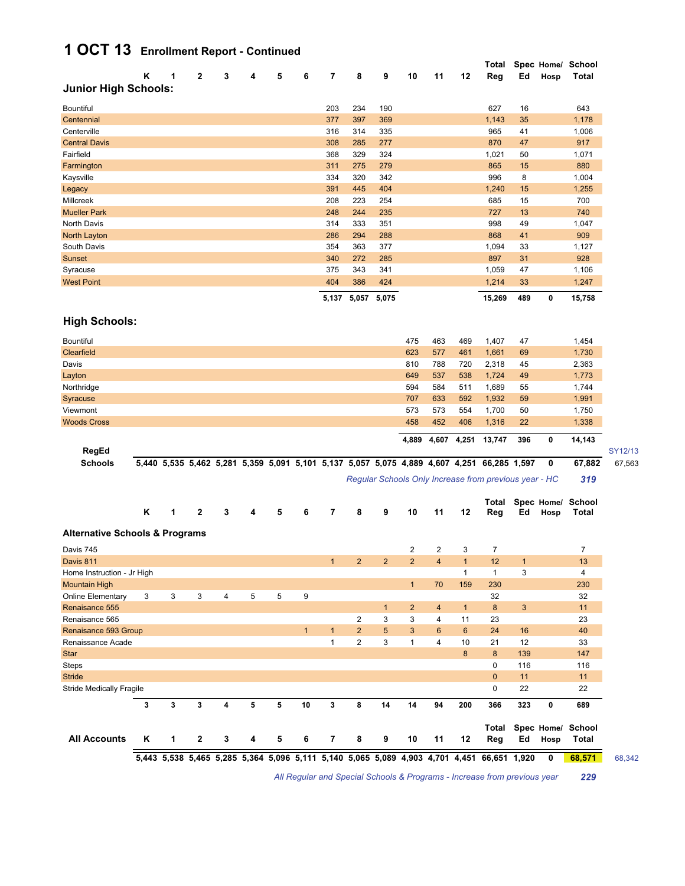# 1 OCT 13 Enrollment Report - Continued

| | K | 1 | 2 | 3 | 4 | 5 | 6 | 7 | 8 | 9 | 10 | 11 | 12 | Total Reg | Spec Ed | Home/ Hosp | School Total |
|---|---|---|---|---|---|---|---|---|---|---|---|---|---|---|---|---|---|
| **Junior High Schools:** | | | | | | | | | | | | | | | | | |
| Bountiful | | | | | | | | 203 | 234 | 190 | | | | 627 | 16 | | 643 |
| Centennial | | | | | | | | 377 | 397 | 369 | | | | 1,143 | 35 | | 1,178 |
| Centerville | | | | | | | | 316 | 314 | 335 | | | | 965 | 41 | | 1,006 |
| Central Davis | | | | | | | | 308 | 285 | 277 | | | | 870 | 47 | | 917 |
| Fairfield | | | | | | | | 368 | 329 | 324 | | | | 1,021 | 50 | | 1,071 |
| Farmington | | | | | | | | 311 | 275 | 279 | | | | 865 | 15 | | 880 |
| Kaysville | | | | | | | | 334 | 320 | 342 | | | | 996 | 8 | | 1,004 |
| Legacy | | | | | | | | 391 | 445 | 404 | | | | 1,240 | 15 | | 1,255 |
| Millcreek | | | | | | | | 208 | 223 | 254 | | | | 685 | 15 | | 700 |
| Mueller Park | | | | | | | | 248 | 244 | 235 | | | | 727 | 13 | | 740 |
| North Davis | | | | | | | | 314 | 333 | 351 | | | | 998 | 49 | | 1,047 |
| North Layton | | | | | | | | 286 | 294 | 288 | | | | 868 | 41 | | 909 |
| South Davis | | | | | | | | 354 | 363 | 377 | | | | 1,094 | 33 | | 1,127 |
| Sunset | | | | | | | | 340 | 272 | 285 | | | | 897 | 31 | | 928 |
| Syracuse | | | | | | | | 375 | 343 | 341 | | | | 1,059 | 47 | | 1,106 |
| West Point | | | | | | | | 404 | 386 | 424 | | | | 1,214 | 33 | | 1,247 |
| | | | | | | | | **5,137** | **5,057** | **5,075** | | | | **15,269** | **489** | **0** | **15,758** |
| **High Schools:** | | | | | | | | | | | | | | | | | |
| Bountiful | | | | | | | | | | | 475 | 463 | 469 | 1,407 | 47 | | 1,454 |
| Clearfield | | | | | | | | | | | 623 | 577 | 461 | 1,661 | 69 | | 1,730 |
| Davis | | | | | | | | | | | 810 | 788 | 720 | 2,318 | 45 | | 2,363 |
| Layton | | | | | | | | | | | 649 | 537 | 538 | 1,724 | 49 | | 1,773 |
| Northridge | | | | | | | | | | | 594 | 584 | 511 | 1,689 | 55 | | 1,744 |
| Syracuse | | | | | | | | | | | 707 | 633 | 592 | 1,932 | 59 | | 1,991 |
| Viewmont | | | | | | | | | | | 573 | 573 | 554 | 1,700 | 50 | | 1,750 |
| Woods Cross | | | | | | | | | | | 458 | 452 | 406 | 1,316 | 22 | | 1,338 |
| | | | | | | | | | | | **4,889** | **4,607** | **4,251** | **13,747** | **396** | **0** | **14,143** |
| **RegEd Schools** | **5,440** | **5,535** | **5,462** | **5,281** | **5,359** | **5,091** | **5,101** | **5,137** | **5,057** | **5,075** | **4,889** | **4,607** | **4,251** | **66,285** | **1,597** | **0** | **67,882** |

SY12/13: 67,563

*Regular Schools Only Increase from previous year - HC* ***319***

| | K | 1 | 2 | 3 | 4 | 5 | 6 | 7 | 8 | 9 | 10 | 11 | 12 | Total Reg | Spec Ed | Home/ Hosp | School Total |
|---|---|---|---|---|---|---|---|---|---|---|---|---|---|---|---|---|---|
| **Alternative Schools & Programs** | | | | | | | | | | | | | | | | | |
| Davis 745 | | | | | | | | | | | 2 | 2 | 3 | 7 | | | 7 |
| Davis 811 | | | | | | | | 1 | 2 | 2 | 2 | 4 | 1 | 12 | 1 | | 13 |
| Home Instruction - Jr High | | | | | | | | | | | | | 1 | 1 | 3 | | 4 |
| Mountain High | | | | | | | | | | | 1 | 70 | 159 | 230 | | | 230 |
| Online Elementary | 3 | 3 | 3 | 4 | 5 | 5 | 9 | | | | | | | 32 | | | 32 |
| Renaisance 555 | | | | | | | | | | 1 | 2 | 4 | 1 | 8 | 3 | | 11 |
| Renaisance 565 | | | | | | | | | 2 | 3 | 3 | 4 | 11 | 23 | | | 23 |
| Renaisance 593 Group | | | | | | | 1 | 1 | 2 | 5 | 3 | 6 | 6 | 24 | 16 | | 40 |
| Renaissance Acade | | | | | | | | 1 | 2 | 3 | 1 | 4 | 10 | 21 | 12 | | 33 |
| Star | | | | | | | | | | | | | 8 | 8 | 139 | | 147 |
| Steps | | | | | | | | | | | | | | 0 | 116 | | 116 |
| Stride | | | | | | | | | | | | | | 0 | 11 | | 11 |
| Stride Medically Fragile | | | | | | | | | | | | | | 0 | 22 | | 22 |
| | **3** | **3** | **3** | **4** | **5** | **5** | **10** | **3** | **8** | **14** | **14** | **94** | **200** | **366** | **323** | **0** | **689** |

| **All Accounts** | K | 1 | 2 | 3 | 4 | 5 | 6 | 7 | 8 | 9 | 10 | 11 | 12 | Total Reg | Spec Ed | Home/ Hosp | School Total |
|---|---|---|---|---|---|---|---|---|---|---|---|---|---|---|---|---|---|
| | **5,443** | **5,538** | **5,465** | **5,285** | **5,364** | **5,096** | **5,111** | **5,140** | **5,065** | **5,089** | **4,903** | **4,701** | **4,451** | **66,651** | **1,920** | **0** | **68,571** |

68,342

*All Regular and Special Schools & Programs - Increase from previous year* ***229***